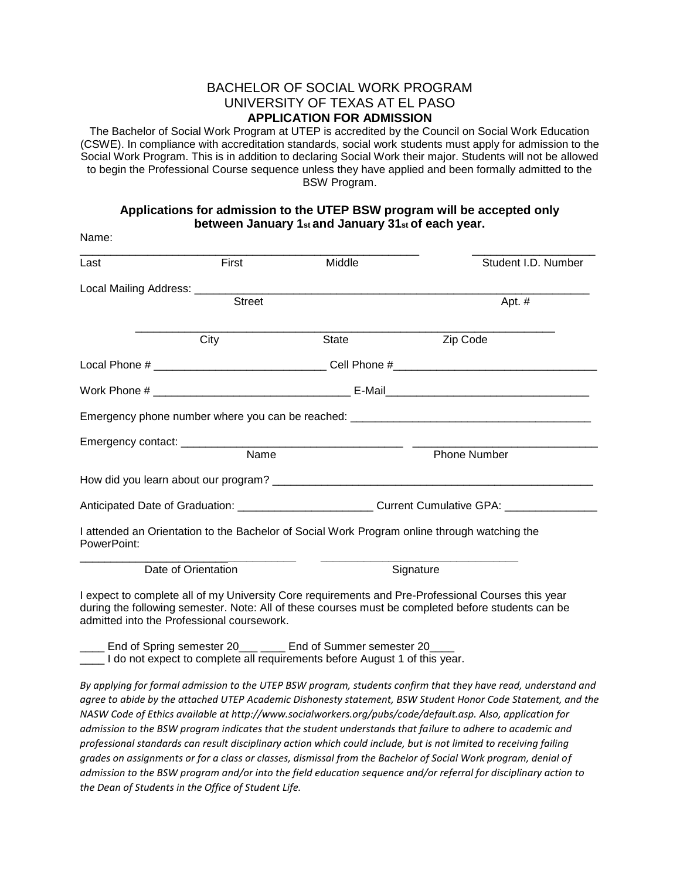# BACHELOR OF SOCIAL WORK PROGRAM
# UNIVERSITY OF TEXAS AT EL PASO
## APPLICATION FOR ADMISSION

The Bachelor of Social Work Program at UTEP is accredited by the Council on Social Work Education (CSWE). In compliance with accreditation standards, social work students must apply for admission to the Social Work Program. This is in addition to declaring Social Work their major. Students will not be allowed to begin the Professional Course sequence unless they have applied and been formally admitted to the BSW Program.

**Applications for admission to the UTEP BSW program will be accepted only between January 1st and January 31st of each year.**

Name:

________________________________________________________ ____________________

Last First Middle Student I.D. Number

Local Mailing Address: _______________________________________________________________

Street Apt. #

____________________________________________________________________

City State Zip Code

Local Phone # ___________________________ Cell Phone #________________________________

Work Phone # _______________________________ E-Mail________________________________

Emergency phone number where you can be reached: ______________________________________

Emergency contact: ___________________________________ ______________________________

Name Phone Number

How did you learn about our program? ____________________________________________________

Anticipated Date of Graduation: _____________________ Current Cumulative GPA: ______________

I attended an Orientation to the Bachelor of Social Work Program online through watching the PowerPoint:

___________________________________ ________________________________

Date of Orientation Signature

I expect to complete all of my University Core requirements and Pre-Professional Courses this year during the following semester. Note: All of these courses must be completed before students can be admitted into the Professional coursework.

____ End of Spring semester 20___ ____ End of Summer semester 20____

____ I do not expect to complete all requirements before August 1 of this year.

*By applying for formal admission to the UTEP BSW program, students confirm that they have read, understand and agree to abide by the attached UTEP Academic Dishonesty statement, BSW Student Honor Code Statement, and the NASW Code of Ethics available at http://www.socialworkers.org/pubs/code/default.asp. Also, application for admission to the BSW program indicates that the student understands that failure to adhere to academic and professional standards can result disciplinary action which could include, but is not limited to receiving failing grades on assignments or for a class or classes, dismissal from the Bachelor of Social Work program, denial of admission to the BSW program and/or into the field education sequence and/or referral for disciplinary action to the Dean of Students in the Office of Student Life.*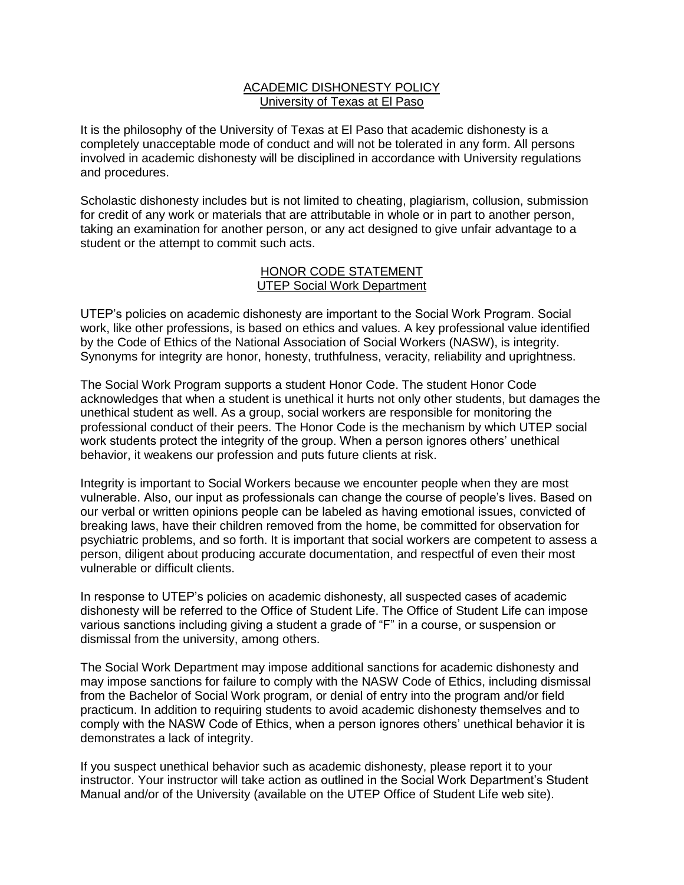## ACADEMIC DISHONESTY POLICY
### University of Texas at El Paso

It is the philosophy of the University of Texas at El Paso that academic dishonesty is a completely unacceptable mode of conduct and will not be tolerated in any form. All persons involved in academic dishonesty will be disciplined in accordance with University regulations and procedures.

Scholastic dishonesty includes but is not limited to cheating, plagiarism, collusion, submission for credit of any work or materials that are attributable in whole or in part to another person, taking an examination for another person, or any act designed to give unfair advantage to a student or the attempt to commit such acts.

## HONOR CODE STATEMENT
### UTEP Social Work Department

UTEP's policies on academic dishonesty are important to the Social Work Program. Social work, like other professions, is based on ethics and values. A key professional value identified by the Code of Ethics of the National Association of Social Workers (NASW), is integrity. Synonyms for integrity are honor, honesty, truthfulness, veracity, reliability and uprightness.

The Social Work Program supports a student Honor Code. The student Honor Code acknowledges that when a student is unethical it hurts not only other students, but damages the unethical student as well. As a group, social workers are responsible for monitoring the professional conduct of their peers. The Honor Code is the mechanism by which UTEP social work students protect the integrity of the group. When a person ignores others' unethical behavior, it weakens our profession and puts future clients at risk.

Integrity is important to Social Workers because we encounter people when they are most vulnerable. Also, our input as professionals can change the course of people's lives. Based on our verbal or written opinions people can be labeled as having emotional issues, convicted of breaking laws, have their children removed from the home, be committed for observation for psychiatric problems, and so forth. It is important that social workers are competent to assess a person, diligent about producing accurate documentation, and respectful of even their most vulnerable or difficult clients.

In response to UTEP's policies on academic dishonesty, all suspected cases of academic dishonesty will be referred to the Office of Student Life. The Office of Student Life can impose various sanctions including giving a student a grade of "F" in a course, or suspension or dismissal from the university, among others.

The Social Work Department may impose additional sanctions for academic dishonesty and may impose sanctions for failure to comply with the NASW Code of Ethics, including dismissal from the Bachelor of Social Work program, or denial of entry into the program and/or field practicum. In addition to requiring students to avoid academic dishonesty themselves and to comply with the NASW Code of Ethics, when a person ignores others' unethical behavior it is demonstrates a lack of integrity.

If you suspect unethical behavior such as academic dishonesty, please report it to your instructor. Your instructor will take action as outlined in the Social Work Department's Student Manual and/or of the University (available on the UTEP Office of Student Life web site).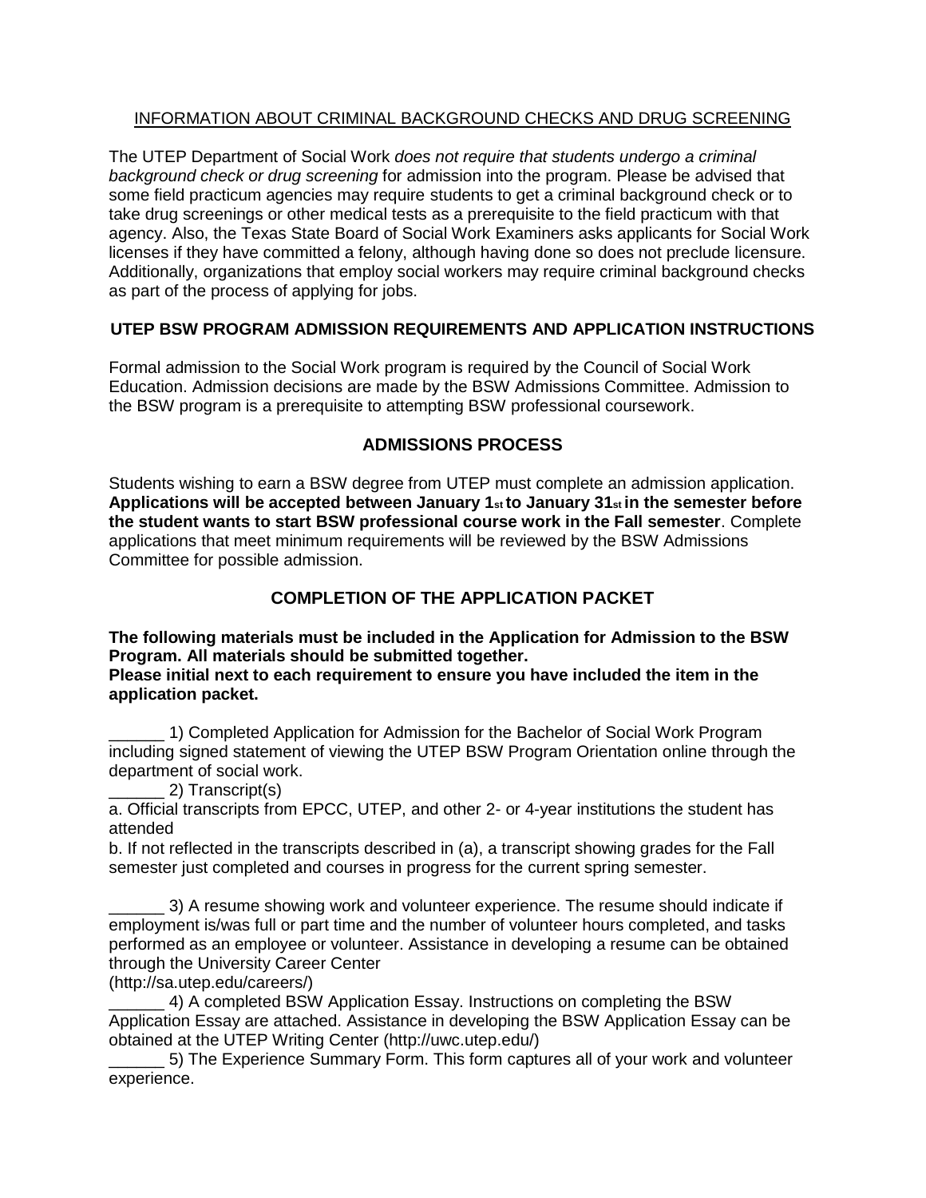## INFORMATION ABOUT CRIMINAL BACKGROUND CHECKS AND DRUG SCREENING

The UTEP Department of Social Work *does not require that students undergo a criminal background check or drug screening* for admission into the program. Please be advised that some field practicum agencies may require students to get a criminal background check or to take drug screenings or other medical tests as a prerequisite to the field practicum with that agency. Also, the Texas State Board of Social Work Examiners asks applicants for Social Work licenses if they have committed a felony, although having done so does not preclude licensure. Additionally, organizations that employ social workers may require criminal background checks as part of the process of applying for jobs.

## UTEP BSW PROGRAM ADMISSION REQUIREMENTS AND APPLICATION INSTRUCTIONS

Formal admission to the Social Work program is required by the Council of Social Work Education. Admission decisions are made by the BSW Admissions Committee. Admission to the BSW program is a prerequisite to attempting BSW professional coursework.

## ADMISSIONS PROCESS

Students wishing to earn a BSW degree from UTEP must complete an admission application. **Applications will be accepted between January 1st to January 31st in the semester before the student wants to start BSW professional course work in the Fall semester**. Complete applications that meet minimum requirements will be reviewed by the BSW Admissions Committee for possible admission.

## COMPLETION OF THE APPLICATION PACKET

**The following materials must be included in the Application for Admission to the BSW Program. All materials should be submitted together.**
**Please initial next to each requirement to ensure you have included the item in the application packet.**

______ 1) Completed Application for Admission for the Bachelor of Social Work Program including signed statement of viewing the UTEP BSW Program Orientation online through the department of social work.

______ 2) Transcript(s)

a. Official transcripts from EPCC, UTEP, and other 2- or 4-year institutions the student has attended

b. If not reflected in the transcripts described in (a), a transcript showing grades for the Fall semester just completed and courses in progress for the current spring semester.

______ 3) A resume showing work and volunteer experience. The resume should indicate if employment is/was full or part time and the number of volunteer hours completed, and tasks performed as an employee or volunteer. Assistance in developing a resume can be obtained through the University Career Center (http://sa.utep.edu/careers/)

______ 4) A completed BSW Application Essay. Instructions on completing the BSW Application Essay are attached. Assistance in developing the BSW Application Essay can be obtained at the UTEP Writing Center (http://uwc.utep.edu/)

______ 5) The Experience Summary Form. This form captures all of your work and volunteer experience.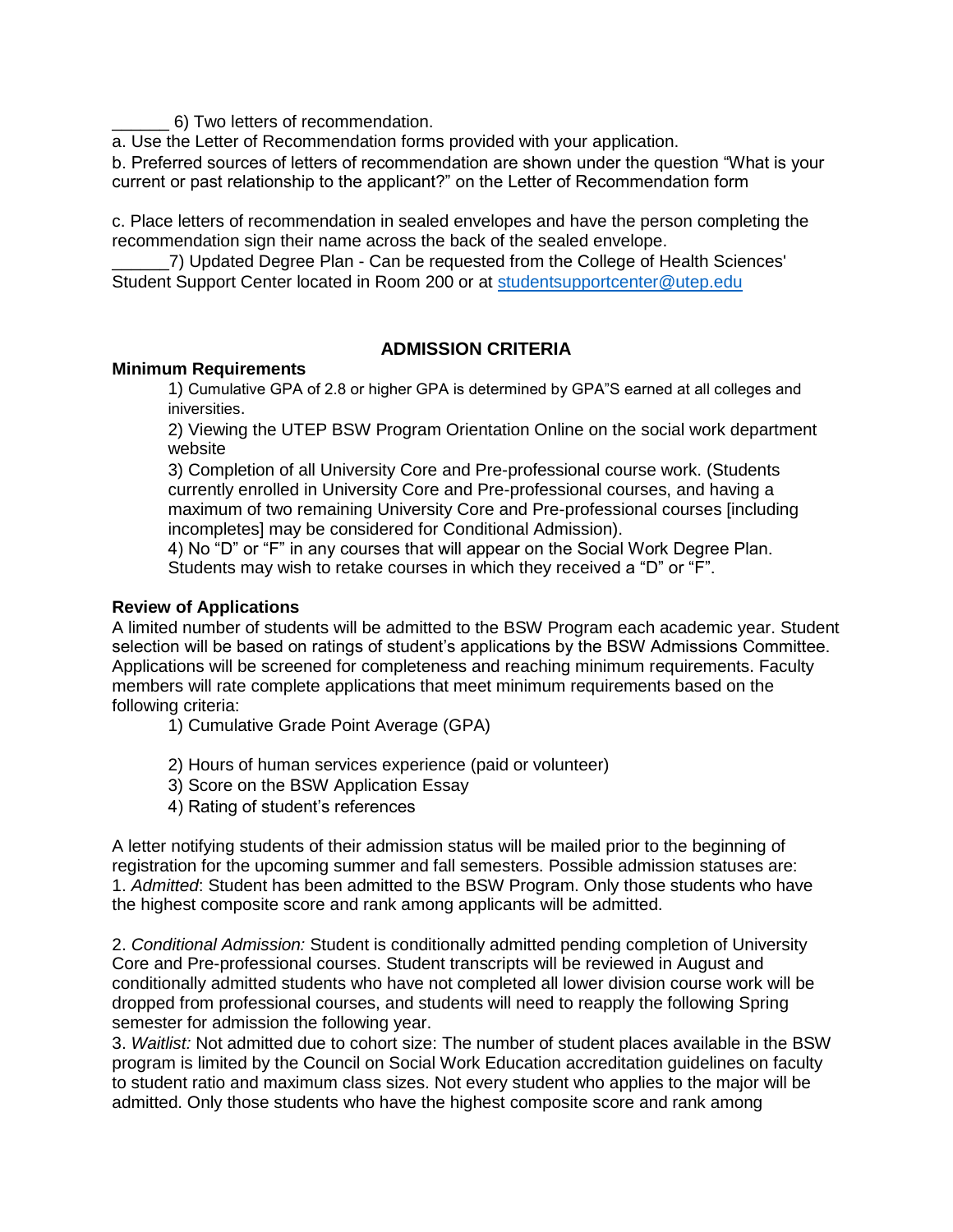______ 6) Two letters of recommendation.

a. Use the Letter of Recommendation forms provided with your application.

b. Preferred sources of letters of recommendation are shown under the question “What is your current or past relationship to the applicant?” on the Letter of Recommendation form

c. Place letters of recommendation in sealed envelopes and have the person completing the recommendation sign their name across the back of the sealed envelope.

______7) Updated Degree Plan - Can be requested from the College of Health Sciences' Student Support Center located in Room 200 or at studentsupportcenter@utep.edu

## ADMISSION CRITERIA

**Minimum Requirements**

1) Cumulative GPA of 2.8 or higher GPA is determined by GPA”S earned at all colleges and iniversities.
2) Viewing the UTEP BSW Program Orientation Online on the social work department website
3) Completion of all University Core and Pre-professional course work. (Students currently enrolled in University Core and Pre-professional courses, and having a maximum of two remaining University Core and Pre-professional courses [including incompletes] may be considered for Conditional Admission).
4) No “D” or “F” in any courses that will appear on the Social Work Degree Plan. Students may wish to retake courses in which they received a “D” or “F”.

**Review of Applications**

A limited number of students will be admitted to the BSW Program each academic year. Student selection will be based on ratings of student’s applications by the BSW Admissions Committee. Applications will be screened for completeness and reaching minimum requirements. Faculty members will rate complete applications that meet minimum requirements based on the following criteria:

1) Cumulative Grade Point Average (GPA)
2) Hours of human services experience (paid or volunteer)
3) Score on the BSW Application Essay
4) Rating of student’s references

A letter notifying students of their admission status will be mailed prior to the beginning of registration for the upcoming summer and fall semesters. Possible admission statuses are:

1. *Admitted*: Student has been admitted to the BSW Program. Only those students who have the highest composite score and rank among applicants will be admitted.

2. *Conditional Admission:* Student is conditionally admitted pending completion of University Core and Pre-professional courses. Student transcripts will be reviewed in August and conditionally admitted students who have not completed all lower division course work will be dropped from professional courses, and students will need to reapply the following Spring semester for admission the following year.

3. *Waitlist:* Not admitted due to cohort size: The number of student places available in the BSW program is limited by the Council on Social Work Education accreditation guidelines on faculty to student ratio and maximum class sizes. Not every student who applies to the major will be admitted. Only those students who have the highest composite score and rank among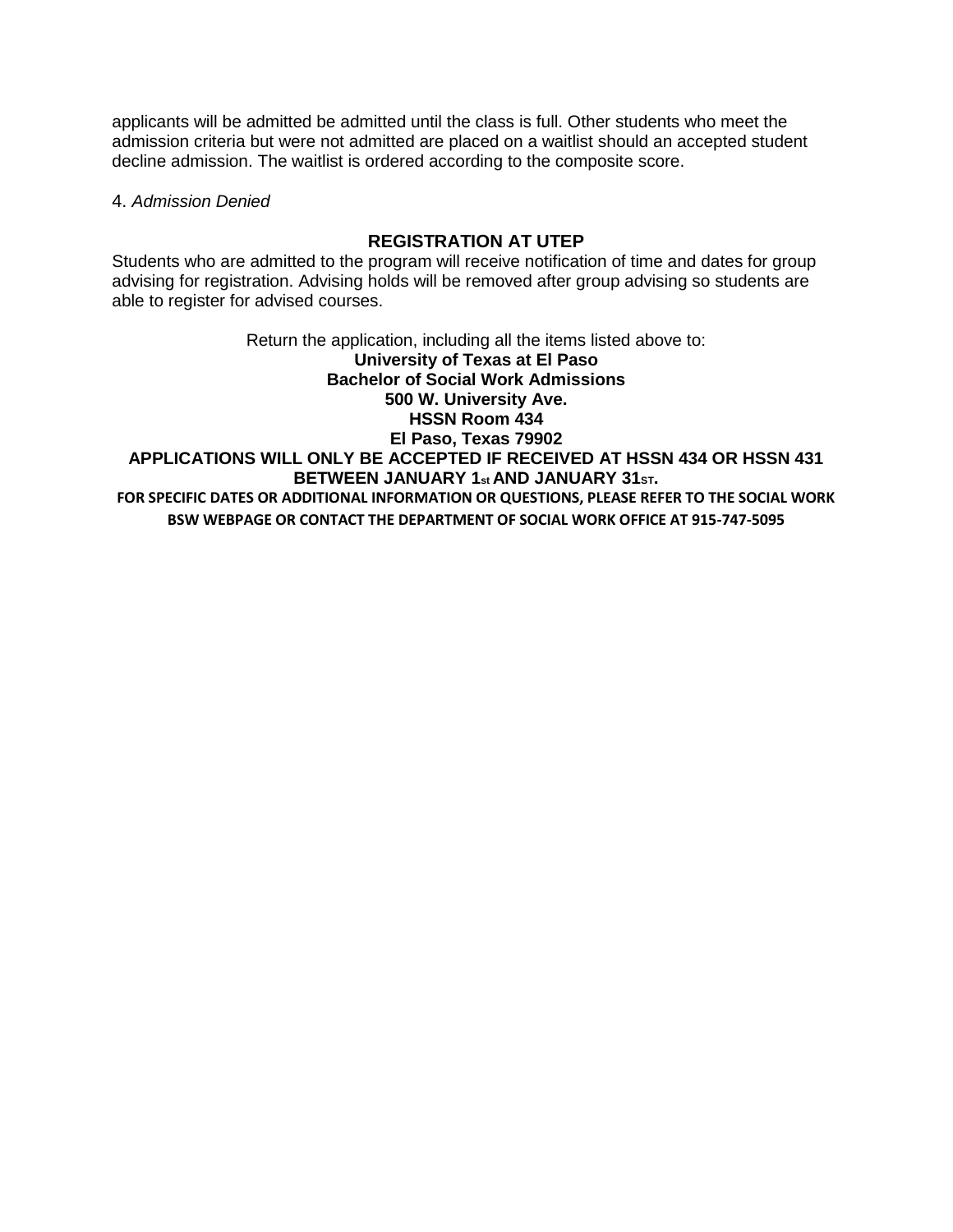applicants will be admitted be admitted until the class is full. Other students who meet the admission criteria but were not admitted are placed on a waitlist should an accepted student decline admission. The waitlist is ordered according to the composite score.

4. *Admission Denied*

## REGISTRATION AT UTEP

Students who are admitted to the program will receive notification of time and dates for group advising for registration. Advising holds will be removed after group advising so students are able to register for advised courses.

Return the application, including all the items listed above to:

**University of Texas at El Paso**
**Bachelor of Social Work Admissions**
**500 W. University Ave.**
**HSSN Room 434**
**El Paso, Texas 79902**

**APPLICATIONS WILL ONLY BE ACCEPTED IF RECEIVED AT HSSN 434 OR HSSN 431 BETWEEN JANUARY 1st AND JANUARY 31ST.**

**FOR SPECIFIC DATES OR ADDITIONAL INFORMATION OR QUESTIONS, PLEASE REFER TO THE SOCIAL WORK BSW WEBPAGE OR CONTACT THE DEPARTMENT OF SOCIAL WORK OFFICE AT 915-747-5095**